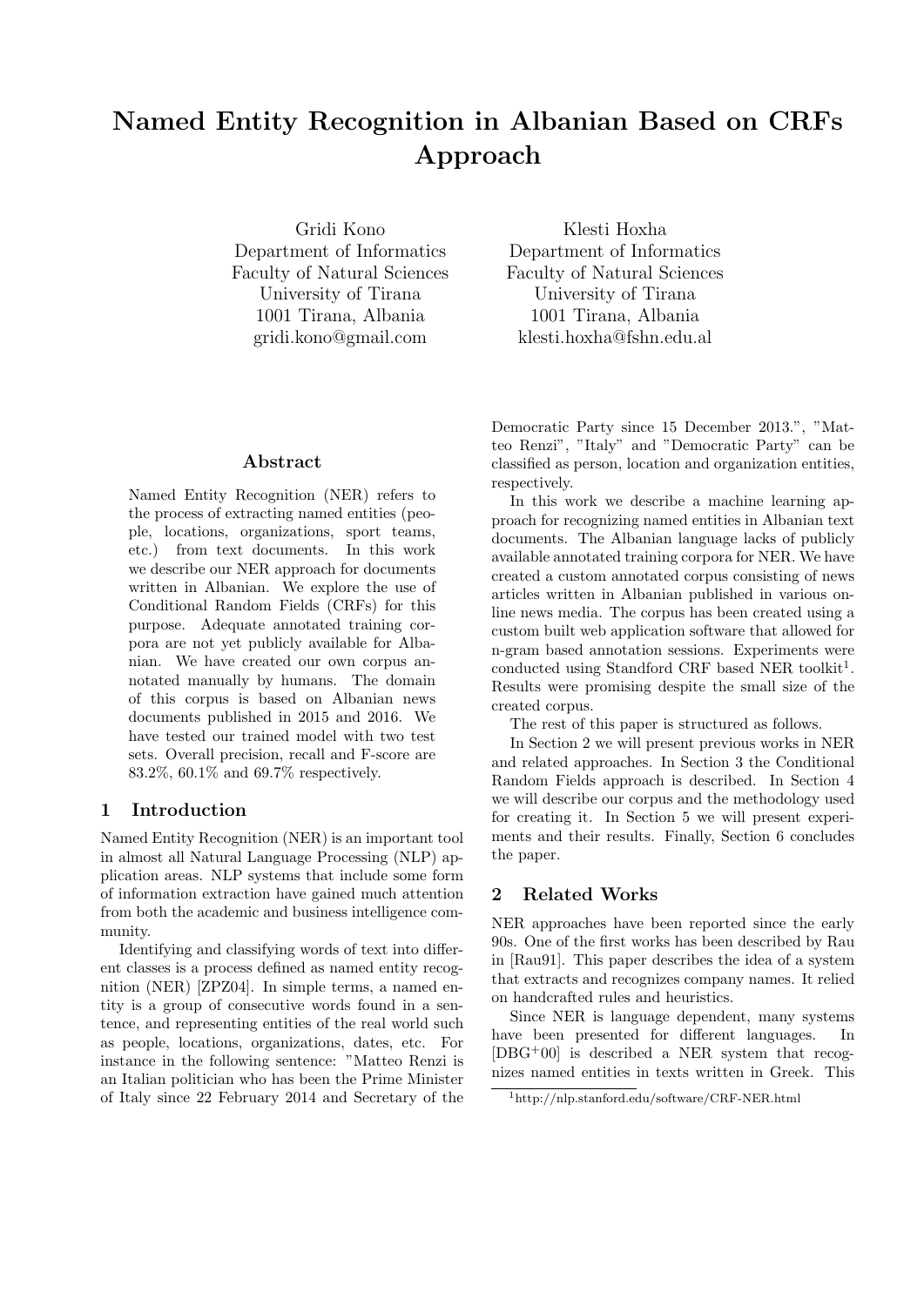# Named Entity Recognition in Albanian Based on CRFs Approach

Gridi Kono
Department of Informatics
Faculty of Natural Sciences
University of Tirana
1001 Tirana, Albania
gridi.kono@gmail.com

Klesti Hoxha
Department of Informatics
Faculty of Natural Sciences
University of Tirana
1001 Tirana, Albania
klesti.hoxha@fshn.edu.al

### Abstract

Named Entity Recognition (NER) refers to the process of extracting named entities (people, locations, organizations, sport teams, etc.) from text documents. In this work we describe our NER approach for documents written in Albanian. We explore the use of Conditional Random Fields (CRFs) for this purpose. Adequate annotated training corpora are not yet publicly available for Albanian. We have created our own corpus annotated manually by humans. The domain of this corpus is based on Albanian news documents published in 2015 and 2016. We have tested our trained model with two test sets. Overall precision, recall and F-score are 83.2%, 60.1% and 69.7% respectively.

## 1 Introduction

Named Entity Recognition (NER) is an important tool in almost all Natural Language Processing (NLP) application areas. NLP systems that include some form of information extraction have gained much attention from both the academic and business intelligence community.

Identifying and classifying words of text into different classes is a process defined as named entity recognition (NER) [ZPZ04]. In simple terms, a named entity is a group of consecutive words found in a sentence, and representing entities of the real world such as people, locations, organizations, dates, etc. For instance in the following sentence: "Matteo Renzi is an Italian politician who has been the Prime Minister of Italy since 22 February 2014 and Secretary of the Democratic Party since 15 December 2013.", "Matteo Renzi", "Italy" and "Democratic Party" can be classified as person, location and organization entities, respectively.

In this work we describe a machine learning approach for recognizing named entities in Albanian text documents. The Albanian language lacks of publicly available annotated training corpora for NER. We have created a custom annotated corpus consisting of news articles written in Albanian published in various online news media. The corpus has been created using a custom built web application software that allowed for n-gram based annotation sessions. Experiments were conducted using Standford CRF based NER toolkit[1]. Results were promising despite the small size of the created corpus.

The rest of this paper is structured as follows.

In Section 2 we will present previous works in NER and related approaches. In Section 3 the Conditional Random Fields approach is described. In Section 4 we will describe our corpus and the methodology used for creating it. In Section 5 we will present experiments and their results. Finally, Section 6 concludes the paper.

## 2 Related Works

NER approaches have been reported since the early 90s. One of the first works has been described by Rau in [Rau91]. This paper describes the idea of a system that extracts and recognizes company names. It relied on handcrafted rules and heuristics.

Since NER is language dependent, many systems have been presented for different languages. In [DBG+00] is described a NER system that recognizes named entities in texts written in Greek. This

[1] http://nlp.stanford.edu/software/CRF-NER.html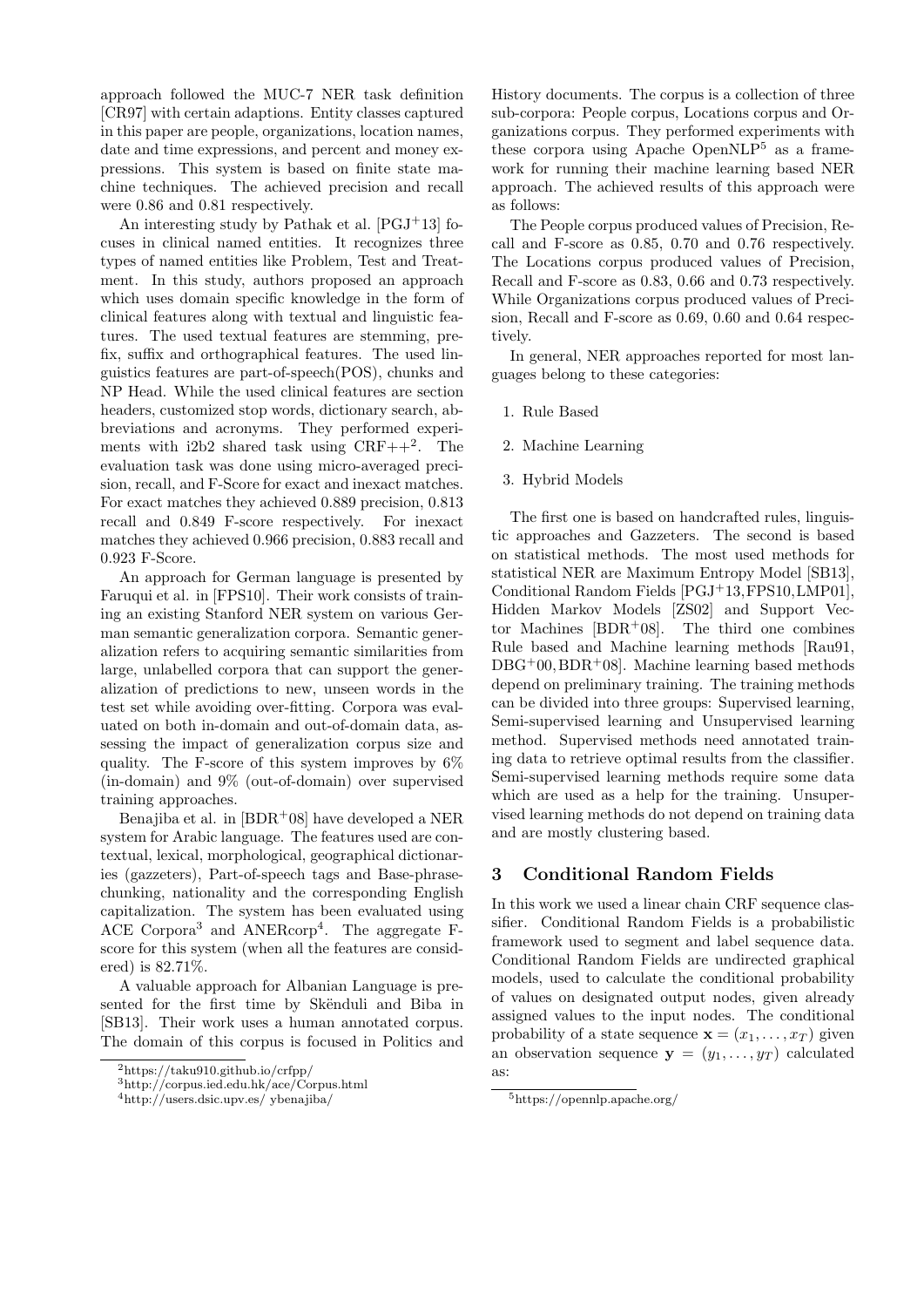approach followed the MUC-7 NER task definition [CR97] with certain adaptions. Entity classes captured in this paper are people, organizations, location names, date and time expressions, and percent and money expressions. This system is based on finite state machine techniques. The achieved precision and recall were 0.86 and 0.81 respectively.

An interesting study by Pathak et al. [PGJ+13] focuses in clinical named entities. It recognizes three types of named entities like Problem, Test and Treatment. In this study, authors proposed an approach which uses domain specific knowledge in the form of clinical features along with textual and linguistic features. The used textual features are stemming, prefix, suffix and orthographical features. The used linguistics features are part-of-speech(POS), chunks and NP Head. While the used clinical features are section headers, customized stop words, dictionary search, abbreviations and acronyms. They performed experiments with i2b2 shared task using CRF++[2]. The evaluation task was done using micro-averaged precision, recall, and F-Score for exact and inexact matches. For exact matches they achieved 0.889 precision, 0.813 recall and 0.849 F-score respectively. For inexact matches they achieved 0.966 precision, 0.883 recall and 0.923 F-Score.

An approach for German language is presented by Faruqui et al. in [FPS10]. Their work consists of training an existing Stanford NER system on various German semantic generalization corpora. Semantic generalization refers to acquiring semantic similarities from large, unlabelled corpora that can support the generalization of predictions to new, unseen words in the test set while avoiding over-fitting. Corpora was evaluated on both in-domain and out-of-domain data, assessing the impact of generalization corpus size and quality. The F-score of this system improves by 6% (in-domain) and 9% (out-of-domain) over supervised training approaches.

Benajiba et al. in [BDR+08] have developed a NER system for Arabic language. The features used are contextual, lexical, morphological, geographical dictionaries (gazzeters), Part-of-speech tags and Base-phrase-chunking, nationality and the corresponding English capitalization. The system has been evaluated using ACE Corpora[3] and ANERcorp[4]. The aggregate F-score for this system (when all the features are considered) is 82.71%.

A valuable approach for Albanian Language is presented for the first time by Skënduli and Biba in [SB13]. Their work uses a human annotated corpus. The domain of this corpus is focused in Politics and History documents. The corpus is a collection of three sub-corpora: People corpus, Locations corpus and Organizations corpus. They performed experiments with these corpora using Apache OpenNLP[5] as a framework for running their machine learning based NER approach. The achieved results of this approach were as follows:

The People corpus produced values of Precision, Recall and F-score as 0.85, 0.70 and 0.76 respectively. The Locations corpus produced values of Precision, Recall and F-score as 0.83, 0.66 and 0.73 respectively. While Organizations corpus produced values of Precision, Recall and F-score as 0.69, 0.60 and 0.64 respectively.

In general, NER approaches reported for most languages belong to these categories:

1. Rule Based
2. Machine Learning
3. Hybrid Models

The first one is based on handcrafted rules, linguistic approaches and Gazzeters. The second is based on statistical methods. The most used methods for statistical NER are Maximum Entropy Model [SB13], Conditional Random Fields [PGJ+13, FPS10, LMP01], Hidden Markov Models [ZS02] and Support Vector Machines [BDR+08]. The third one combines Rule based and Machine learning methods [Rau91, DBG+00, BDR+08]. Machine learning based methods depend on preliminary training. The training methods can be divided into three groups: Supervised learning, Semi-supervised learning and Unsupervised learning method. Supervised methods need annotated training data to retrieve optimal results from the classifier. Semi-supervised learning methods require some data which are used as a help for the training. Unsupervised learning methods do not depend on training data and are mostly clustering based.

## 3 Conditional Random Fields

In this work we used a linear chain CRF sequence classifier. Conditional Random Fields is a probabilistic framework used to segment and label sequence data. Conditional Random Fields are undirected graphical models, used to calculate the conditional probability of values on designated output nodes, given already assigned values to the input nodes. The conditional probability of a state sequence $\mathbf{x} = (x_1, \ldots, x_T)$ given an observation sequence $\mathbf{y} = (y_1, \ldots, y_T)$ calculated as:

[2] https://taku910.github.io/crfpp/

[3] http://corpus.ied.edu.hk/ace/Corpus.html

[4] http://users.dsic.upv.es/ ybenajiba/

[5] https://opennlp.apache.org/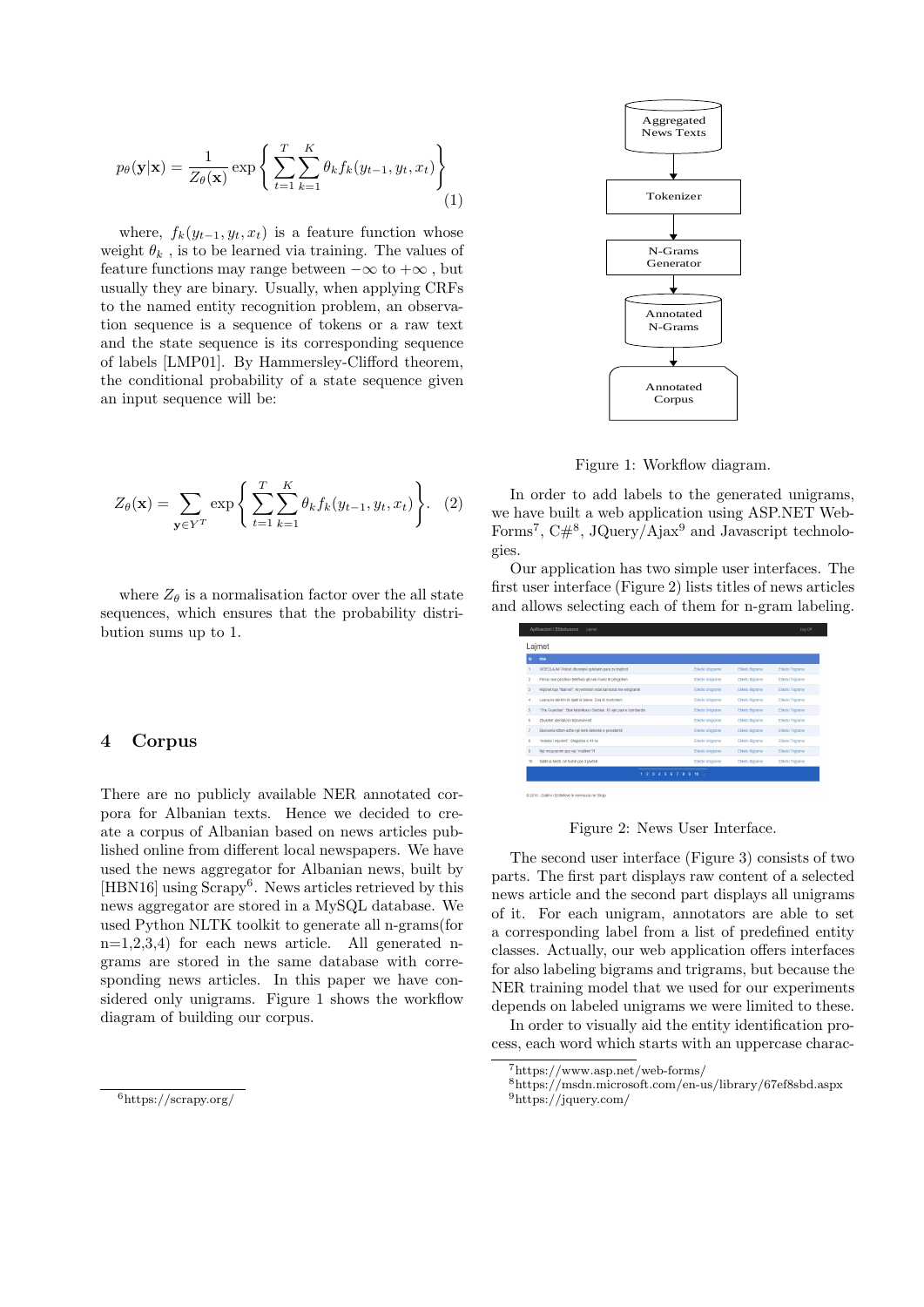$$p_\theta(\mathbf{y}|\mathbf{x}) = \frac{1}{Z_\theta(\mathbf{x})} \exp\left\{ \sum_{t=1}^{T} \sum_{k=1}^{K} \theta_k f_k(y_{t-1}, y_t, x_t) \right\} \tag{1}$$

where, $f_k(y_{t-1}, y_t, x_t)$ is a feature function whose weight $\theta_k$ , is to be learned via training. The values of feature functions may range between $-\infty$ to $+\infty$ , but usually they are binary. Usually, when applying CRFs to the named entity recognition problem, an observation sequence is a sequence of tokens or a raw text and the state sequence is its corresponding sequence of labels [LMP01]. By Hammersley-Clifford theorem, the conditional probability of a state sequence given an input sequence will be:

$$Z_\theta(\mathbf{x}) = \sum_{\mathbf{y} \in Y^T} \exp\left\{ \sum_{t=1}^{T} \sum_{k=1}^{K} \theta_k f_k(y_{t-1}, y_t, x_t) \right\}. \tag{2}$$

where $Z_\theta$ is a normalisation factor over the all state sequences, which ensures that the probability distribution sums up to 1.

## 4 Corpus

There are no publicly available NER annotated corpora for Albanian texts. Hence we decided to create a corpus of Albanian based on news articles published online from different local newspapers. We have used the news aggregator for Albanian news, built by [HBN16] using Scrapy[6]. News articles retrieved by this news aggregator are stored in a MySQL database. We used Python NLTK toolkit to generate all n-grams(for n=1,2,3,4) for each news article. All generated n-grams are stored in the same database with corresponding news articles. In this paper we have considered only unigrams. Figure 1 shows the workflow diagram of building our corpus.

Figure 1: Workflow diagram.

In order to add labels to the generated unigrams, we have built a web application using ASP.NET WebForms[7], C#[8], JQuery/Ajax[9] and Javascript technologies.

Our application has two simple user interfaces. The first user interface (Figure 2) lists titles of news articles and allows selecting each of them for n-gram labeling.

Figure 2: News User Interface.

The second user interface (Figure 3) consists of two parts. The first part displays raw content of a selected news article and the second part displays all unigrams of it. For each unigram, annotators are able to set a corresponding label from a list of predefined entity classes. Actually, our web application offers interfaces for also labeling bigrams and trigrams, but because the NER training model that we used for our experiments depends on labeled unigrams we were limited to these.

In order to visually aid the entity identification process, each word which starts with an uppercase charac-

[6] https://scrapy.org/

[7] https://www.asp.net/web-forms/

[8] https://msdn.microsoft.com/en-us/library/67ef8sbd.aspx

[9] https://jquery.com/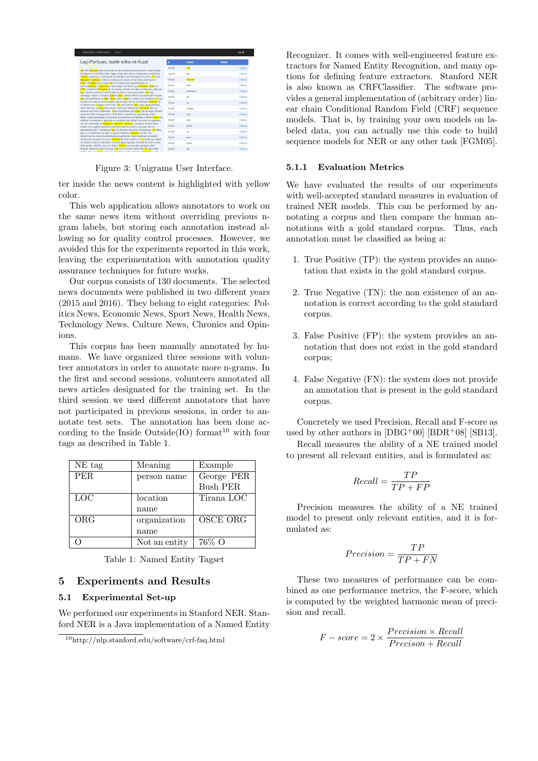Figure 3: Unigrams User Interface.

ter inside the news content is highlighted with yellow color.

This web application allows annotators to work on the same news item without overriding previous n-gram labels, but storing each annotation instead allowing so for quality control processes. However, we avoided this for the experiments reported in this work, leaving the experimentation with annotation quality assurance techniques for future works.

Our corpus consists of 130 documents. The selected news documents were published in two different years (2015 and 2016). They belong to eight categories: Politics News, Economic News, Sport News, Health News, Technology News, Culture News, Chronics and Opinions.

This corpus has been manually annotated by humans. We have organized three sessions with volunteer annotators in order to annotate more n-grams. In the first and second sessions, volunteers annotated all news articles designated for the training set. In the third session we used different annotators that have not participated in previous sessions, in order to annotate test sets. The annotation has been done according to the Inside Outside(IO) format[10] with four tags as described in Table 1.

| NE tag | Meaning | Example |
|---|---|---|
| PER | person name | George PER Bush PER |
| LOC | location name | Tirana LOC |
| ORG | organization name | OSCE ORG |
| O | Not an entity | 76% O |

Table 1: Named Entity Tagset

## 5 Experiments and Results

### 5.1 Experimental Set-up

We performed our experiments in Stanford NER. Stanford NER is a Java implementation of a Named Entity Recognizer. It comes with well-engineered feature extractors for Named Entity Recognition, and many options for defining feature extractors. Stanford NER is also known as CRFClassifier. The software provides a general implementation of (arbitrary order) linear chain Conditional Random Field (CRF) sequence models. That is, by training your own models on labeled data, you can actually use this code to build sequence models for NER or any other task [FGM05].

[10] http://nlp.stanford.edu/software/crf-faq.html

#### 5.1.1 Evaluation Metrics

We have evaluated the results of our experiments with well-accepted standard measures in evaluation of trained NER models. This can be performed by annotating a corpus and then compare the human annotations with a gold standard corpus. Thus, each annotation must be classified as being a:

1. True Positive (TP): the system provides an annotation that exists in the gold standard corpus.
2. True Negative (TN): the non existence of an annotation is correct according to the gold standard corpus.
3. False Positive (FP): the system provides an annotation that does not exist in the gold standard corpus;
4. False Negative (FN): the system does not provide an annotation that is present in the gold standard corpus.

Concretely we used Precision, Recall and F-score as used by other authors in [DBG+00] [BDR+08] [SB13].

Recall measures the ability of a NE trained model to present all relevant entities, and is formulated as:

$$Recall = \frac{TP}{TP + FP}$$

Precision measures the ability of a NE trained model to present only relevant entities, and it is formulated as:

$$Precision = \frac{TP}{TP + FN}$$

These two measures of performance can be combined as one performance metrics, the F-score, which is computed by the weighted harmonic mean of precision and recall.

$$F - score = 2 \times \frac{Precision \times Recall}{Precison + Recall}$$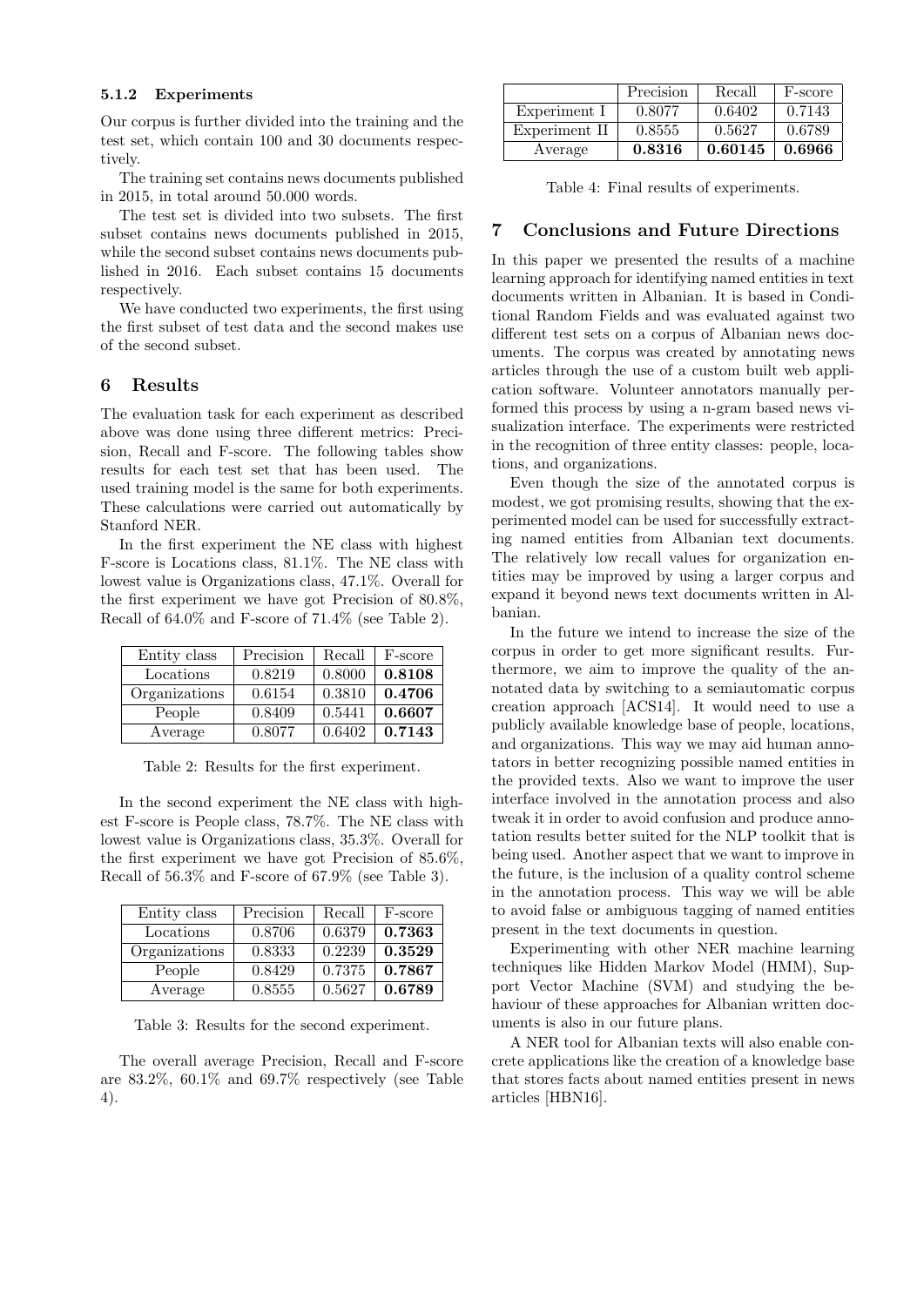#### 5.1.2 Experiments

Our corpus is further divided into the training and the test set, which contain 100 and 30 documents respectively.

The training set contains news documents published in 2015, in total around 50.000 words.

The test set is divided into two subsets. The first subset contains news documents published in 2015, while the second subset contains news documents published in 2016. Each subset contains 15 documents respectively.

We have conducted two experiments, the first using the first subset of test data and the second makes use of the second subset.

## 6 Results

The evaluation task for each experiment as described above was done using three different metrics: Precision, Recall and F-score. The following tables show results for each test set that has been used. The used training model is the same for both experiments. These calculations were carried out automatically by Stanford NER.

In the first experiment the NE class with highest F-score is Locations class, 81.1%. The NE class with lowest value is Organizations class, 47.1%. Overall for the first experiment we have got Precision of 80.8%, Recall of 64.0% and F-score of 71.4% (see Table 2).

| Entity class | Precision | Recall | F-score |
|---|---|---|---|
| Locations | 0.8219 | 0.8000 | **0.8108** |
| Organizations | 0.6154 | 0.3810 | **0.4706** |
| People | 0.8409 | 0.5441 | **0.6607** |
| Average | 0.8077 | 0.6402 | **0.7143** |

Table 2: Results for the first experiment.

In the second experiment the NE class with highest F-score is People class, 78.7%. The NE class with lowest value is Organizations class, 35.3%. Overall for the first experiment we have got Precision of 85.6%, Recall of 56.3% and F-score of 67.9% (see Table 3).

| Entity class | Precision | Recall | F-score |
|---|---|---|---|
| Locations | 0.8706 | 0.6379 | **0.7363** |
| Organizations | 0.8333 | 0.2239 | **0.3529** |
| People | 0.8429 | 0.7375 | **0.7867** |
| Average | 0.8555 | 0.5627 | **0.6789** |

Table 3: Results for the second experiment.

The overall average Precision, Recall and F-score are 83.2%, 60.1% and 69.7% respectively (see Table 4).

| | Precision | Recall | F-score |
|---|---|---|---|
| Experiment I | 0.8077 | 0.6402 | 0.7143 |
| Experiment II | 0.8555 | 0.5627 | 0.6789 |
| Average | **0.8316** | **0.60145** | **0.6966** |

Table 4: Final results of experiments.

## 7 Conclusions and Future Directions

In this paper we presented the results of a machine learning approach for identifying named entities in text documents written in Albanian. It is based in Conditional Random Fields and was evaluated against two different test sets on a corpus of Albanian news documents. The corpus was created by annotating news articles through the use of a custom built web application software. Volunteer annotators manually performed this process by using a n-gram based news visualization interface. The experiments were restricted in the recognition of three entity classes: people, locations, and organizations.

Even though the size of the annotated corpus is modest, we got promising results, showing that the experimented model can be used for successfully extracting named entities from Albanian text documents. The relatively low recall values for organization entities may be improved by using a larger corpus and expand it beyond news text documents written in Albanian.

In the future we intend to increase the size of the corpus in order to get more significant results. Furthermore, we aim to improve the quality of the annotated data by switching to a semiautomatic corpus creation approach [ACS14]. It would need to use a publicly available knowledge base of people, locations, and organizations. This way we may aid human annotators in better recognizing possible named entities in the provided texts. Also we want to improve the user interface involved in the annotation process and also tweak it in order to avoid confusion and produce annotation results better suited for the NLP toolkit that is being used. Another aspect that we want to improve in the future, is the inclusion of a quality control scheme in the annotation process. This way we will be able to avoid false or ambiguous tagging of named entities present in the text documents in question.

Experimenting with other NER machine learning techniques like Hidden Markov Model (HMM), Support Vector Machine (SVM) and studying the behaviour of these approaches for Albanian written documents is also in our future plans.

A NER tool for Albanian texts will also enable concrete applications like the creation of a knowledge base that stores facts about named entities present in news articles [HBN16].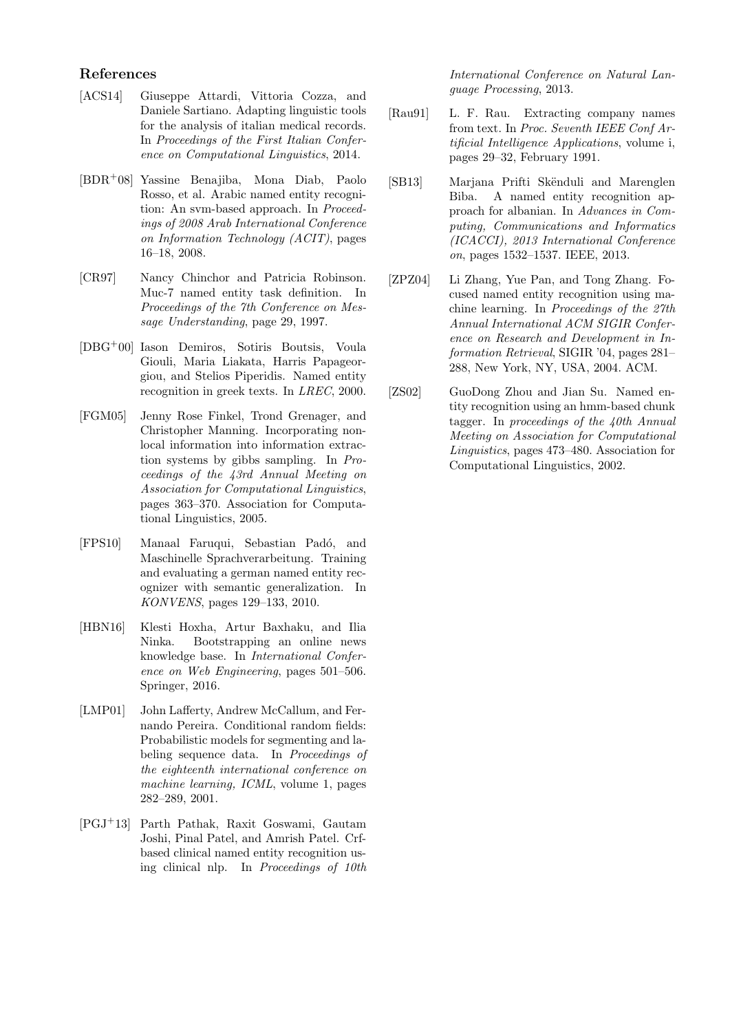## References

[ACS14] Giuseppe Attardi, Vittoria Cozza, and Daniele Sartiano. Adapting linguistic tools for the analysis of italian medical records. In *Proceedings of the First Italian Conference on Computational Linguistics*, 2014.

[BDR+08] Yassine Benajiba, Mona Diab, Paolo Rosso, et al. Arabic named entity recognition: An svm-based approach. In *Proceedings of 2008 Arab International Conference on Information Technology (ACIT)*, pages 16–18, 2008.

[CR97] Nancy Chinchor and Patricia Robinson. Muc-7 named entity task definition. In *Proceedings of the 7th Conference on Message Understanding*, page 29, 1997.

[DBG+00] Iason Demiros, Sotiris Boutsis, Voula Giouli, Maria Liakata, Harris Papageorgiou, and Stelios Piperidis. Named entity recognition in greek texts. In *LREC*, 2000.

[FGM05] Jenny Rose Finkel, Trond Grenager, and Christopher Manning. Incorporating non-local information into information extraction systems by gibbs sampling. In *Proceedings of the 43rd Annual Meeting on Association for Computational Linguistics*, pages 363–370. Association for Computational Linguistics, 2005.

[FPS10] Manaal Faruqui, Sebastian Padó, and Maschinelle Sprachverarbeitung. Training and evaluating a german named entity recognizer with semantic generalization. In *KONVENS*, pages 129–133, 2010.

[HBN16] Klesti Hoxha, Artur Baxhaku, and Ilia Ninka. Bootstrapping an online news knowledge base. In *International Conference on Web Engineering*, pages 501–506. Springer, 2016.

[LMP01] John Lafferty, Andrew McCallum, and Fernando Pereira. Conditional random fields: Probabilistic models for segmenting and labeling sequence data. In *Proceedings of the eighteenth international conference on machine learning, ICML*, volume 1, pages 282–289, 2001.

[PGJ+13] Parth Pathak, Raxit Goswami, Gautam Joshi, Pinal Patel, and Amrish Patel. Crf-based clinical named entity recognition using clinical nlp. In *Proceedings of 10th International Conference on Natural Language Processing*, 2013.

[Rau91] L. F. Rau. Extracting company names from text. In *Proc. Seventh IEEE Conf Artificial Intelligence Applications*, volume i, pages 29–32, February 1991.

[SB13] Marjana Prifti Skënduli and Marenglen Biba. A named entity recognition approach for albanian. In *Advances in Computing, Communications and Informatics (ICACCI), 2013 International Conference on*, pages 1532–1537. IEEE, 2013.

[ZPZ04] Li Zhang, Yue Pan, and Tong Zhang. Focused named entity recognition using machine learning. In *Proceedings of the 27th Annual International ACM SIGIR Conference on Research and Development in Information Retrieval*, SIGIR '04, pages 281–288, New York, NY, USA, 2004. ACM.

[ZS02] GuoDong Zhou and Jian Su. Named entity recognition using an hmm-based chunk tagger. In *proceedings of the 40th Annual Meeting on Association for Computational Linguistics*, pages 473–480. Association for Computational Linguistics, 2002.